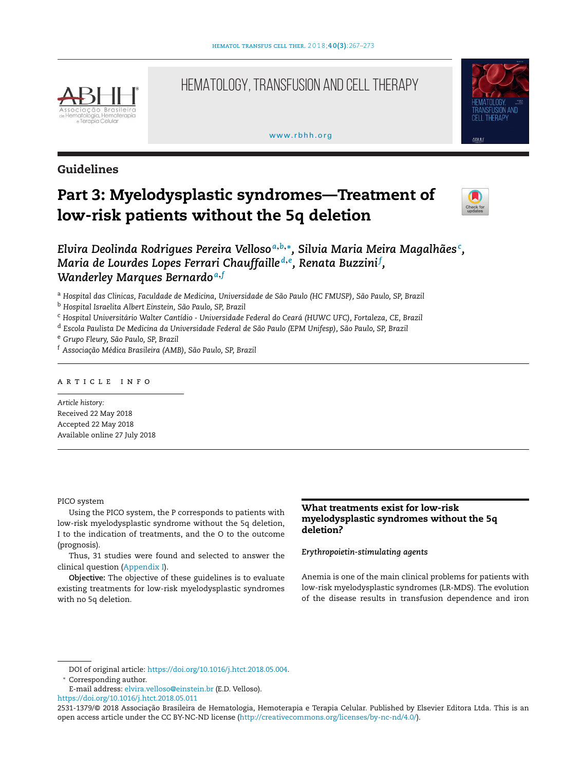Guidelines

# Part 3: Myelodysplastic syndromes—Treatment of low-risk patients without the 5q deletion

*Elvira Deolinda Rodrigues Pereira Velloso*[a,b,*], *Silvia Maria Meira Magalhães*[c], *Maria de Lourdes Lopes Ferrari Chauffaille*[d,e], *Renata Buzzini*[f], *Wanderley Marques Bernardo*[a,f]

[a] *Hospital das Clinicas, Faculdade de Medicina, Universidade de São Paulo (HC FMUSP), São Paulo, SP, Brazil*
[b] *Hospital Israelita Albert Einstein, São Paulo, SP, Brazil*
[c] *Hospital Universitário Walter Cantídio - Universidade Federal do Ceará (HUWC UFC), Fortaleza, CE, Brazil*
[d] *Escola Paulista De Medicina da Universidade Federal de São Paulo (EPM Unifesp), São Paulo, SP, Brazil*
[e] *Grupo Fleury, São Paulo, SP, Brazil*
[f] *Associação Médica Brasileira (AMB), São Paulo, SP, Brazil*

ARTICLE INFO

*Article history:*
Received 22 May 2018
Accepted 22 May 2018
Available online 27 July 2018

PICO system

Using the PICO system, the P corresponds to patients with low-risk myelodysplastic syndrome without the 5q deletion, I to the indication of treatments, and the O to the outcome (prognosis).

Thus, 31 studies were found and selected to answer the clinical question (Appendix I).

**Objective:** The objective of these guidelines is to evaluate existing treatments for low-risk myelodysplastic syndromes with no 5q deletion.

## What treatments exist for low-risk myelodysplastic syndromes without the 5q deletion?

### *Erythropoietin-stimulating agents*

Anemia is one of the main clinical problems for patients with low-risk myelodysplastic syndromes (LR-MDS). The evolution of the disease results in transfusion dependence and iron

DOI of original article: https://doi.org/10.1016/j.htct.2018.05.004.
* Corresponding author.
E-mail address: elvira.velloso@einstein.br (E.D. Velloso).
https://doi.org/10.1016/j.htct.2018.05.011
2531-1379/© 2018 Associação Brasileira de Hematologia, Hemoterapia e Terapia Celular. Published by Elsevier Editora Ltda. This is an open access article under the CC BY-NC-ND license (http://creativecommons.org/licenses/by-nc-nd/4.0/).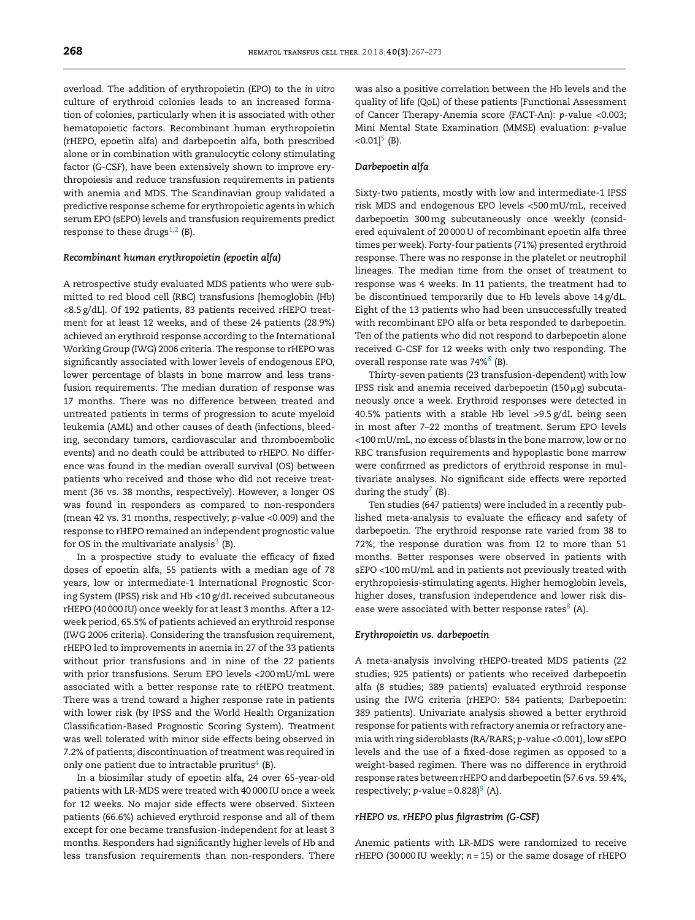overload. The addition of erythropoietin (EPO) to the *in vitro* culture of erythroid colonies leads to an increased formation of colonies, particularly when it is associated with other hematopoietic factors. Recombinant human erythropoietin (rHEPO, epoetin alfa) and darbepoetin alfa, both prescribed alone or in combination with granulocytic colony stimulating factor (G-CSF), have been extensively shown to improve erythropoiesis and reduce transfusion requirements in patients with anemia and MDS. The Scandinavian group validated a predictive response scheme for erythropoietic agents in which serum EPO (sEPO) levels and transfusion requirements predict response to these drugs[1,2] (B).

### *Recombinant human erythropoietin (epoetin alfa)*

A retrospective study evaluated MDS patients who were submitted to red blood cell (RBC) transfusions [hemoglobin (Hb) <8.5 g/dL]. Of 192 patients, 83 patients received rHEPO treatment for at least 12 weeks, and of these 24 patients (28.9%) achieved an erythroid response according to the International Working Group (IWG) 2006 criteria. The response to rHEPO was significantly associated with lower levels of endogenous EPO, lower percentage of blasts in bone marrow and less transfusion requirements. The median duration of response was 17 months. There was no difference between treated and untreated patients in terms of progression to acute myeloid leukemia (AML) and other causes of death (infections, bleeding, secondary tumors, cardiovascular and thromboembolic events) and no death could be attributed to rHEPO. No difference was found in the median overall survival (OS) between patients who received and those who did not receive treatment (36 vs. 38 months, respectively). However, a longer OS was found in responders as compared to non-responders (mean 42 vs. 31 months, respectively; *p*-value <0.009) and the response to rHEPO remained an independent prognostic value for OS in the multivariate analysis[3] (B).

In a prospective study to evaluate the efficacy of fixed doses of epoetin alfa, 55 patients with a median age of 78 years, low or intermediate-1 International Prognostic Scoring System (IPSS) risk and Hb <10 g/dL received subcutaneous rHEPO (40 000 IU) once weekly for at least 3 months. After a 12-week period, 65.5% of patients achieved an erythroid response (IWG 2006 criteria). Considering the transfusion requirement, rHEPO led to improvements in anemia in 27 of the 33 patients without prior transfusions and in nine of the 22 patients with prior transfusions. Serum EPO levels <200 mU/mL were associated with a better response rate to rHEPO treatment. There was a trend toward a higher response rate in patients with lower risk (by IPSS and the World Health Organization Classification-Based Prognostic Scoring System). Treatment was well tolerated with minor side effects being observed in 7.2% of patients; discontinuation of treatment was required in only one patient due to intractable pruritus[4] (B).

In a biosimilar study of epoetin alfa, 24 over 65-year-old patients with LR-MDS were treated with 40 000 IU once a week for 12 weeks. No major side effects were observed. Sixteen patients (66.6%) achieved erythroid response and all of them except for one became transfusion-independent for at least 3 months. Responders had significantly higher levels of Hb and less transfusion requirements than non-responders. There was also a positive correlation between the Hb levels and the quality of life (QoL) of these patients [Functional Assessment of Cancer Therapy-Anemia score (FACT-An): *p*-value <0.003; Mini Mental State Examination (MMSE) evaluation: *p*-value <0.01][5] (B).

### *Darbepoetin alfa*

Sixty-two patients, mostly with low and intermediate-1 IPSS risk MDS and endogenous EPO levels <500 mU/mL, received darbepoetin 300 mg subcutaneously once weekly (considered equivalent of 20 000 U of recombinant epoetin alfa three times per week). Forty-four patients (71%) presented erythroid response. There was no response in the platelet or neutrophil lineages. The median time from the onset of treatment to response was 4 weeks. In 11 patients, the treatment had to be discontinued temporarily due to Hb levels above 14 g/dL. Eight of the 13 patients who had been unsuccessfully treated with recombinant EPO alfa or beta responded to darbepoetin. Ten of the patients who did not respond to darbepoetin alone received G-CSF for 12 weeks with only two responding. The overall response rate was 74%[6] (B).

Thirty-seven patients (23 transfusion-dependent) with low IPSS risk and anemia received darbepoetin (150 μg) subcutaneously once a week. Erythroid responses were detected in 40.5% patients with a stable Hb level >9.5 g/dL being seen in most after 7–22 months of treatment. Serum EPO levels <100 mU/mL, no excess of blasts in the bone marrow, low or no RBC transfusion requirements and hypoplastic bone marrow were confirmed as predictors of erythroid response in multivariate analyses. No significant side effects were reported during the study[7] (B).

Ten studies (647 patients) were included in a recently published meta-analysis to evaluate the efficacy and safety of darbepoetin. The erythroid response rate varied from 38 to 72%; the response duration was from 12 to more than 51 months. Better responses were observed in patients with sEPO <100 mU/mL and in patients not previously treated with erythropoiesis-stimulating agents. Higher hemoglobin levels, higher doses, transfusion independence and lower risk disease were associated with better response rates[8] (A).

### *Erythropoietin vs. darbepoetin*

A meta-analysis involving rHEPO-treated MDS patients (22 studies; 925 patients) or patients who received darbepoetin alfa (8 studies; 389 patients) evaluated erythroid response using the IWG criteria (rHEPO: 584 patients; Darbepoetin: 389 patients). Univariate analysis showed a better erythroid response for patients with refractory anemia or refractory anemia with ring sideroblasts (RA/RARS; *p*-value <0.001), low sEPO levels and the use of a fixed-dose regimen as opposed to a weight-based regimen. There was no difference in erythroid response rates between rHEPO and darbepoetin (57.6 vs. 59.4%, respectively; *p*-value = 0.828)[9] (A).

### *rHEPO vs. rHEPO plus filgrastrim (G-CSF)*

Anemic patients with LR-MDS were randomized to receive rHEPO (30 000 IU weekly; $n = 15$) or the same dosage of rHEPO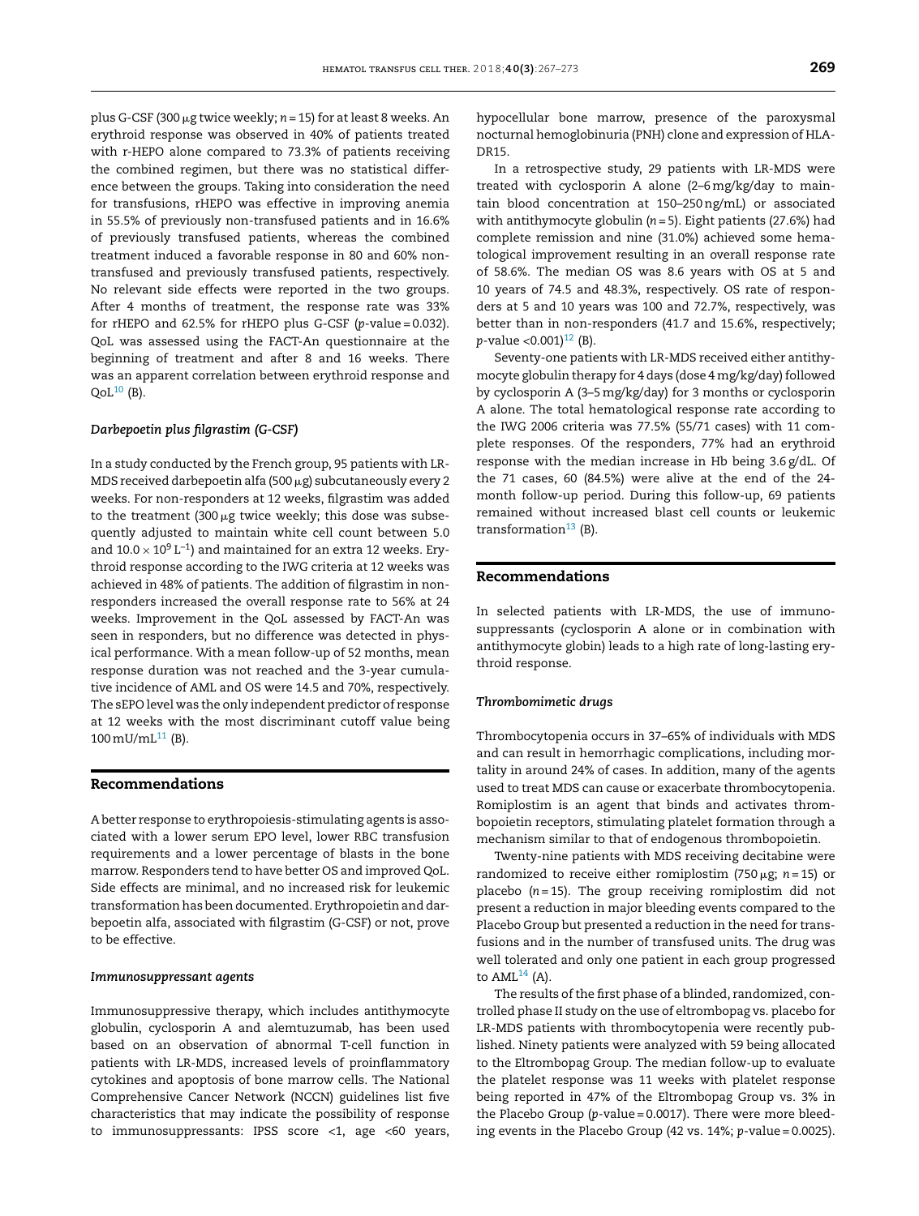plus G-CSF (300 μg twice weekly; $n = 15$) for at least 8 weeks. An erythroid response was observed in 40% of patients treated with r-HEPO alone compared to 73.3% of patients receiving the combined regimen, but there was no statistical difference between the groups. Taking into consideration the need for transfusions, rHEPO was effective in improving anemia in 55.5% of previously non-transfused patients and in 16.6% of previously transfused patients, whereas the combined treatment induced a favorable response in 80 and 60% non-transfused and previously transfused patients, respectively. No relevant side effects were reported in the two groups. After 4 months of treatment, the response rate was 33% for rHEPO and 62.5% for rHEPO plus G-CSF ($p$-value = 0.032). QoL was assessed using the FACT-An questionnaire at the beginning of treatment and after 8 and 16 weeks. There was an apparent correlation between erythroid response and QoL[10] (B).

### *Darbepoetin plus filgrastim (G-CSF)*

In a study conducted by the French group, 95 patients with LR-MDS received darbepoetin alfa (500 μg) subcutaneously every 2 weeks. For non-responders at 12 weeks, filgrastim was added to the treatment (300 μg twice weekly; this dose was subsequently adjusted to maintain white cell count between 5.0 and $10.0 \times 10^9\,L^{-1}$) and maintained for an extra 12 weeks. Erythroid response according to the IWG criteria at 12 weeks was achieved in 48% of patients. The addition of filgrastim in non-responders increased the overall response rate to 56% at 24 weeks. Improvement in the QoL assessed by FACT-An was seen in responders, but no difference was detected in physical performance. With a mean follow-up of 52 months, mean response duration was not reached and the 3-year cumulative incidence of AML and OS were 14.5 and 70%, respectively. The sEPO level was the only independent predictor of response at 12 weeks with the most discriminant cutoff value being 100 mU/mL[11] (B).

## Recommendations

A better response to erythropoiesis-stimulating agents is associated with a lower serum EPO level, lower RBC transfusion requirements and a lower percentage of blasts in the bone marrow. Responders tend to have better OS and improved QoL. Side effects are minimal, and no increased risk for leukemic transformation has been documented. Erythropoietin and darbepoetin alfa, associated with filgrastim (G-CSF) or not, prove to be effective.

### *Immunosuppressant agents*

Immunosuppressive therapy, which includes antithymocyte globulin, cyclosporin A and alemtuzumab, has been used based on an observation of abnormal T-cell function in patients with LR-MDS, increased levels of proinflammatory cytokines and apoptosis of bone marrow cells. The National Comprehensive Cancer Network (NCCN) guidelines list five characteristics that may indicate the possibility of response to immunosuppressants: IPSS score <1, age <60 years, hypocellular bone marrow, presence of the paroxysmal nocturnal hemoglobinuria (PNH) clone and expression of HLA-DR15.

In a retrospective study, 29 patients with LR-MDS were treated with cyclosporin A alone (2–6 mg/kg/day to maintain blood concentration at 150–250 ng/mL) or associated with antithymocyte globulin ($n = 5$). Eight patients (27.6%) had complete remission and nine (31.0%) achieved some hematological improvement resulting in an overall response rate of 58.6%. The median OS was 8.6 years with OS at 5 and 10 years of 74.5 and 48.3%, respectively. OS rate of responders at 5 and 10 years was 100 and 72.7%, respectively, was better than in non-responders (41.7 and 15.6%, respectively; $p$-value <0.001)[12] (B).

Seventy-one patients with LR-MDS received either antithymocyte globulin therapy for 4 days (dose 4 mg/kg/day) followed by cyclosporin A (3–5 mg/kg/day) for 3 months or cyclosporin A alone. The total hematological response rate according to the IWG 2006 criteria was 77.5% (55/71 cases) with 11 complete responses. Of the responders, 77% had an erythroid response with the median increase in Hb being 3.6 g/dL. Of the 71 cases, 60 (84.5%) were alive at the end of the 24-month follow-up period. During this follow-up, 69 patients remained without increased blast cell counts or leukemic transformation[13] (B).

## Recommendations

In selected patients with LR-MDS, the use of immunosuppressants (cyclosporin A alone or in combination with antithymocyte globin) leads to a high rate of long-lasting erythroid response.

### *Thrombomimetic drugs*

Thrombocytopenia occurs in 37–65% of individuals with MDS and can result in hemorrhagic complications, including mortality in around 24% of cases. In addition, many of the agents used to treat MDS can cause or exacerbate thrombocytopenia. Romiplostim is an agent that binds and activates thrombopoietin receptors, stimulating platelet formation through a mechanism similar to that of endogenous thrombopoietin.

Twenty-nine patients with MDS receiving decitabine were randomized to receive either romiplostim (750 μg; $n = 15$) or placebo ($n = 15$). The group receiving romiplostim did not present a reduction in major bleeding events compared to the Placebo Group but presented a reduction in the need for transfusions and in the number of transfused units. The drug was well tolerated and only one patient in each group progressed to AML[14] (A).

The results of the first phase of a blinded, randomized, controlled phase II study on the use of eltrombopag vs. placebo for LR-MDS patients with thrombocytopenia were recently published. Ninety patients were analyzed with 59 being allocated to the Eltrombopag Group. The median follow-up to evaluate the platelet response was 11 weeks with platelet response being reported in 47% of the Eltrombopag Group vs. 3% in the Placebo Group ($p$-value = 0.0017). There were more bleeding events in the Placebo Group (42 vs. 14%; $p$-value = 0.0025).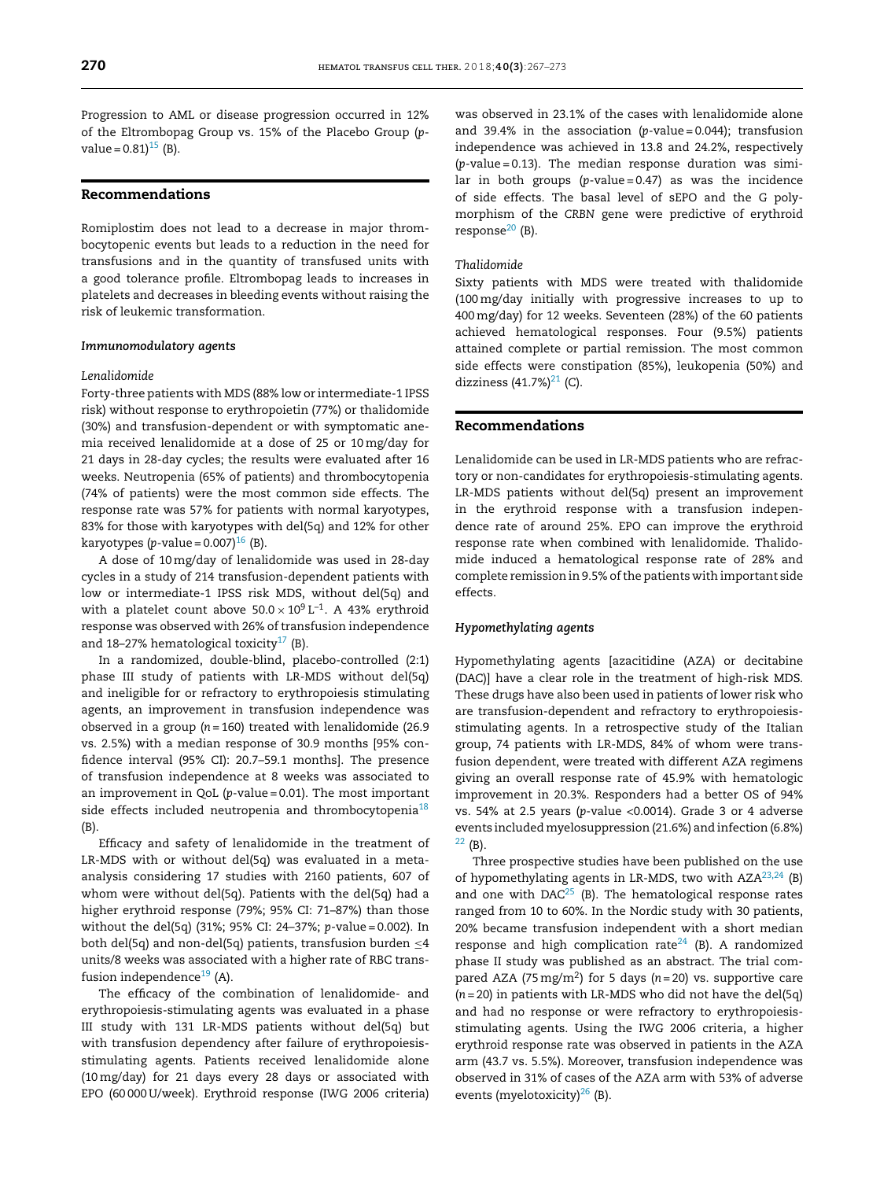Progression to AML or disease progression occurred in 12% of the Eltrombopag Group vs. 15% of the Placebo Group ($p$-value = 0.81)[15] (B).

## Recommendations

Romiplostim does not lead to a decrease in major thrombocytopenic events but leads to a reduction in the need for transfusions and in the quantity of transfused units with a good tolerance profile. Eltrombopag leads to increases in platelets and decreases in bleeding events without raising the risk of leukemic transformation.

### *Immunomodulatory agents*

#### *Lenalidomide*

Forty-three patients with MDS (88% low or intermediate-1 IPSS risk) without response to erythropoietin (77%) or thalidomide (30%) and transfusion-dependent or with symptomatic anemia received lenalidomide at a dose of 25 or 10 mg/day for 21 days in 28-day cycles; the results were evaluated after 16 weeks. Neutropenia (65% of patients) and thrombocytopenia (74% of patients) were the most common side effects. The response rate was 57% for patients with normal karyotypes, 83% for those with karyotypes with del(5q) and 12% for other karyotypes ($p$-value = 0.007)[16] (B).

A dose of 10 mg/day of lenalidomide was used in 28-day cycles in a study of 214 transfusion-dependent patients with low or intermediate-1 IPSS risk MDS, without del(5q) and with a platelet count above $50.0 \times 10^9\,L^{-1}$. A 43% erythroid response was observed with 26% of transfusion independence and 18–27% hematological toxicity[17] (B).

In a randomized, double-blind, placebo-controlled (2:1) phase III study of patients with LR-MDS without del(5q) and ineligible for or refractory to erythropoiesis stimulating agents, an improvement in transfusion independence was observed in a group ($n$ = 160) treated with lenalidomide (26.9 vs. 2.5%) with a median response of 30.9 months [95% confidence interval (95% CI): 20.7–59.1 months]. The presence of transfusion independence at 8 weeks was associated to an improvement in QoL ($p$-value = 0.01). The most important side effects included neutropenia and thrombocytopenia[18] (B).

Efficacy and safety of lenalidomide in the treatment of LR-MDS with or without del(5q) was evaluated in a meta-analysis considering 17 studies with 2160 patients, 607 of whom were without del(5q). Patients with the del(5q) had a higher erythroid response (79%; 95% CI: 71–87%) than those without the del(5q) (31%; 95% CI: 24–37%; $p$-value = 0.002). In both del(5q) and non-del(5q) patients, transfusion burden ≤4 units/8 weeks was associated with a higher rate of RBC transfusion independence[19] (A).

The efficacy of the combination of lenalidomide- and erythropoiesis-stimulating agents was evaluated in a phase III study with 131 LR-MDS patients without del(5q) but with transfusion dependency after failure of erythropoiesis-stimulating agents. Patients received lenalidomide alone (10 mg/day) for 21 days every 28 days or associated with EPO (60 000 U/week). Erythroid response (IWG 2006 criteria) was observed in 23.1% of the cases with lenalidomide alone and 39.4% in the association ($p$-value = 0.044); transfusion independence was achieved in 13.8 and 24.2%, respectively ($p$-value = 0.13). The median response duration was similar in both groups ($p$-value = 0.47) as was the incidence of side effects. The basal level of sEPO and the G polymorphism of the *CRBN* gene were predictive of erythroid response[20] (B).

#### *Thalidomide*

Sixty patients with MDS were treated with thalidomide (100 mg/day initially with progressive increases to up to 400 mg/day) for 12 weeks. Seventeen (28%) of the 60 patients achieved hematological responses. Four (9.5%) patients attained complete or partial remission. The most common side effects were constipation (85%), leukopenia (50%) and dizziness (41.7%)[21] (C).

## Recommendations

Lenalidomide can be used in LR-MDS patients who are refractory or non-candidates for erythropoiesis-stimulating agents. LR-MDS patients without del(5q) present an improvement in the erythroid response with a transfusion independence rate of around 25%. EPO can improve the erythroid response rate when combined with lenalidomide. Thalidomide induced a hematological response rate of 28% and complete remission in 9.5% of the patients with important side effects.

### *Hypomethylating agents*

Hypomethylating agents [azacitidine (AZA) or decitabine (DAC)] have a clear role in the treatment of high-risk MDS. These drugs have also been used in patients of lower risk who are transfusion-dependent and refractory to erythropoiesis-stimulating agents. In a retrospective study of the Italian group, 74 patients with LR-MDS, 84% of whom were transfusion dependent, were treated with different AZA regimens giving an overall response rate of 45.9% with hematologic improvement in 20.3%. Responders had a better OS of 94% vs. 54% at 2.5 years ($p$-value <0.0014). Grade 3 or 4 adverse events included myelosuppression (21.6%) and infection (6.8%)[22] (B).

Three prospective studies have been published on the use of hypomethylating agents in LR-MDS, two with AZA[23,24] (B) and one with DAC[25] (B). The hematological response rates ranged from 10 to 60%. In the Nordic study with 30 patients, 20% became transfusion independent with a short median response and high complication rate[24] (B). A randomized phase II study was published as an abstract. The trial compared AZA (75 mg/m$^2$) for 5 days ($n$ = 20) vs. supportive care ($n$ = 20) in patients with LR-MDS who did not have the del(5q) and had no response or were refractory to erythropoiesis-stimulating agents. Using the IWG 2006 criteria, a higher erythroid response rate was observed in patients in the AZA arm (43.7 vs. 5.5%). Moreover, transfusion independence was observed in 31% of cases of the AZA arm with 53% of adverse events (myelotoxicity)[26] (B).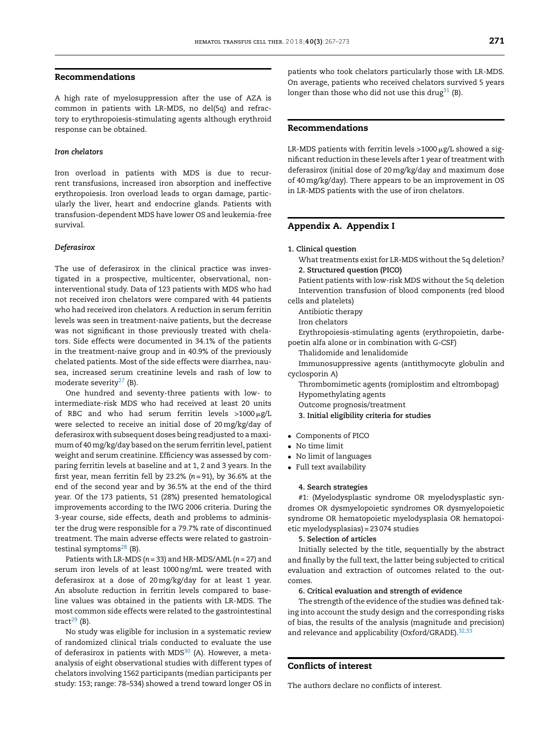## Recommendations

A high rate of myelosuppression after the use of AZA is common in patients with LR-MDS, no del(5q) and refractory to erythropoiesis-stimulating agents although erythroid response can be obtained.

### *Iron chelators*

Iron overload in patients with MDS is due to recurrent transfusions, increased iron absorption and ineffective erythropoiesis. Iron overload leads to organ damage, particularly the liver, heart and endocrine glands. Patients with transfusion-dependent MDS have lower OS and leukemia-free survival.

### *Deferasirox*

The use of deferasirox in the clinical practice was investigated in a prospective, multicenter, observational, noninterventional study. Data of 123 patients with MDS who had not received iron chelators were compared with 44 patients who had received iron chelators. A reduction in serum ferritin levels was seen in treatment-naive patients, but the decrease was not significant in those previously treated with chelators. Side effects were documented in 34.1% of the patients in the treatment-naive group and in 40.9% of the previously chelated patients. Most of the side effects were diarrhea, nausea, increased serum creatinine levels and rash of low to moderate severity[27] (B).

One hundred and seventy-three patients with low- to intermediate-risk MDS who had received at least 20 units of RBC and who had serum ferritin levels >1000 μg/L were selected to receive an initial dose of 20 mg/kg/day of deferasirox with subsequent doses being readjusted to a maximum of 40 mg/kg/day based on the serum ferritin level, patient weight and serum creatinine. Efficiency was assessed by comparing ferritin levels at baseline and at 1, 2 and 3 years. In the first year, mean ferritin fell by 23.2% (*n* = 91), by 36.6% at the end of the second year and by 36.5% at the end of the third year. Of the 173 patients, 51 (28%) presented hematological improvements according to the IWG 2006 criteria. During the 3-year course, side effects, death and problems to administer the drug were responsible for a 79.7% rate of discontinued treatment. The main adverse effects were related to gastrointestinal symptoms[28] (B).

Patients with LR-MDS (*n* = 33) and HR-MDS/AML (*n* = 27) and serum iron levels of at least 1000 ng/mL were treated with deferasirox at a dose of 20 mg/kg/day for at least 1 year. An absolute reduction in ferritin levels compared to baseline values was obtained in the patients with LR-MDS. The most common side effects were related to the gastrointestinal tract[29] (B).

No study was eligible for inclusion in a systematic review of randomized clinical trials conducted to evaluate the use of deferasirox in patients with MDS[30] (A). However, a meta-analysis of eight observational studies with different types of chelators involving 1562 participants (median participants per study: 153; range: 78–534) showed a trend toward longer OS in patients who took chelators particularly those with LR-MDS. On average, patients who received chelators survived 5 years longer than those who did not use this drug[31] (B).

## Recommendations

LR-MDS patients with ferritin levels >1000 μg/L showed a significant reduction in these levels after 1 year of treatment with deferasirox (initial dose of 20 mg/kg/day and maximum dose of 40 mg/kg/day). There appears to be an improvement in OS in LR-MDS patients with the use of iron chelators.

## Appendix A. Appendix I

**1. Clinical question**

What treatments exist for LR-MDS without the 5q deletion?

**2. Structured question (PICO)**

Patient patients with low-risk MDS without the 5q deletion

Intervention transfusion of blood components (red blood cells and platelets)

Antibiotic therapy

Iron chelators

Erythropoiesis-stimulating agents (erythropoietin, darbepoetin alfa alone or in combination with G-CSF)

Thalidomide and lenalidomide

Immunosuppressive agents (antithymocyte globulin and cyclosporin A)

Thrombomimetic agents (romiplostim and eltrombopag)

Hypomethylating agents

Outcome prognosis/treatment

**3. Initial eligibility criteria for studies**

- Components of PICO
- No time limit
- No limit of languages
- Full text availability

**4. Search strategies**

#1: (Myelodysplastic syndrome OR myelodysplastic syndromes OR dysmyelopoietic syndromes OR dysmyelopoietic syndrome OR hematopoietic myelodysplasia OR hematopoietic myelodysplasias) = 23 074 studies

**5. Selection of articles**

Initially selected by the title, sequentially by the abstract and finally by the full text, the latter being subjected to critical evaluation and extraction of outcomes related to the outcomes.

**6. Critical evaluation and strength of evidence**

The strength of the evidence of the studies was defined taking into account the study design and the corresponding risks of bias, the results of the analysis (magnitude and precision) and relevance and applicability (Oxford/GRADE).[32,33]

## Conflicts of interest

The authors declare no conflicts of interest.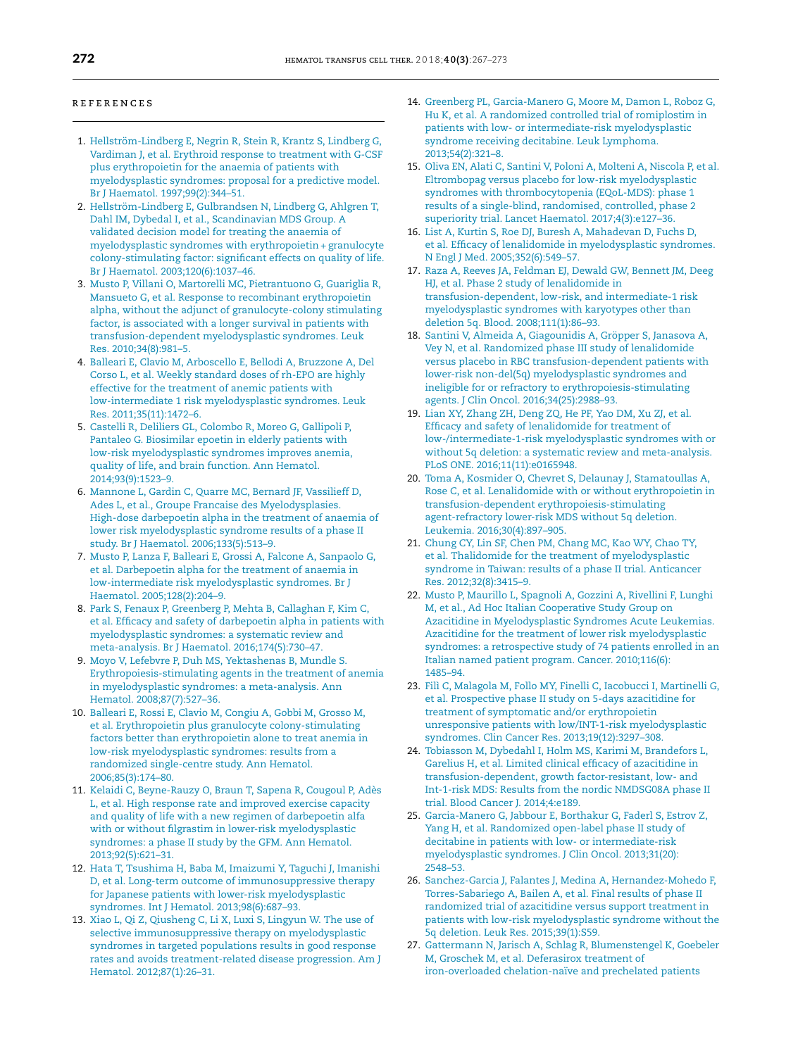## REFERENCES

1. Hellström-Lindberg E, Negrin R, Stein R, Krantz S, Lindberg G, Vardiman J, et al. Erythroid response to treatment with G-CSF plus erythropoietin for the anaemia of patients with myelodysplastic syndromes: proposal for a predictive model. Br J Haematol. 1997;99(2):344–51.
2. Hellström-Lindberg E, Gulbrandsen N, Lindberg G, Ahlgren T, Dahl IM, Dybedal I, et al., Scandinavian MDS Group. A validated decision model for treating the anaemia of myelodysplastic syndromes with erythropoietin + granulocyte colony-stimulating factor: significant effects on quality of life. Br J Haematol. 2003;120(6):1037–46.
3. Musto P, Villani O, Martorelli MC, Pietrantuono G, Guariglia R, Mansueto G, et al. Response to recombinant erythropoietin alpha, without the adjunct of granulocyte-colony stimulating factor, is associated with a longer survival in patients with transfusion-dependent myelodysplastic syndromes. Leuk Res. 2010;34(8):981–5.
4. Balleari E, Clavio M, Arboscello E, Bellodi A, Bruzzone A, Del Corso L, et al. Weekly standard doses of rh-EPO are highly effective for the treatment of anemic patients with low-intermediate 1 risk myelodysplastic syndromes. Leuk Res. 2011;35(11):1472–6.
5. Castelli R, Deliliers GL, Colombo R, Moreo G, Gallipoli P, Pantaleo G. Biosimilar epoetin in elderly patients with low-risk myelodysplastic syndromes improves anemia, quality of life, and brain function. Ann Hematol. 2014;93(9):1523–9.
6. Mannone L, Gardin C, Quarre MC, Bernard JF, Vassilieff D, Ades L, et al., Groupe Francaise des Myelodysplasies. High-dose darbepoetin alpha in the treatment of anaemia of lower risk myelodysplastic syndrome results of a phase II study. Br J Haematol. 2006;133(5):513–9.
7. Musto P, Lanza F, Balleari E, Grossi A, Falcone A, Sanpaolo G, et al. Darbepoetin alpha for the treatment of anaemia in low-intermediate risk myelodysplastic syndromes. Br J Haematol. 2005;128(2):204–9.
8. Park S, Fenaux P, Greenberg P, Mehta B, Callaghan F, Kim C, et al. Efficacy and safety of darbepoetin alpha in patients with myelodysplastic syndromes: a systematic review and meta-analysis. Br J Haematol. 2016;174(5):730–47.
9. Moyo V, Lefebvre P, Duh MS, Yektashenas B, Mundle S. Erythropoiesis-stimulating agents in the treatment of anemia in myelodysplastic syndromes: a meta-analysis. Ann Hematol. 2008;87(7):527–36.
10. Balleari E, Rossi E, Clavio M, Congiu A, Gobbi M, Grosso M, et al. Erythropoietin plus granulocyte colony-stimulating factors better than erythropoietin alone to treat anemia in low-risk myelodysplastic syndromes: results from a randomized single-centre study. Ann Hematol. 2006;85(3):174–80.
11. Kelaidi C, Beyne-Rauzy O, Braun T, Sapena R, Cougoul P, Adès L, et al. High response rate and improved exercise capacity and quality of life with a new regimen of darbepoetin alfa with or without filgrastim in lower-risk myelodysplastic syndromes: a phase II study by the GFM. Ann Hematol. 2013;92(5):621–31.
12. Hata T, Tsushima H, Baba M, Imaizumi Y, Taguchi J, Imanishi D, et al. Long-term outcome of immunosuppressive therapy for Japanese patients with lower-risk myelodysplastic syndromes. Int J Hematol. 2013;98(6):687–93.
13. Xiao L, Qi Z, Qiusheng C, Li X, Luxi S, Lingyun W. The use of selective immunosuppressive therapy on myelodysplastic syndromes in targeted populations results in good response rates and avoids treatment-related disease progression. Am J Hematol. 2012;87(1):26–31.
14. Greenberg PL, Garcia-Manero G, Moore M, Damon L, Roboz G, Hu K, et al. A randomized controlled trial of romiplostim in patients with low- or intermediate-risk myelodysplastic syndrome receiving decitabine. Leuk Lymphoma. 2013;54(2):321–8.
15. Oliva EN, Alati C, Santini V, Poloni A, Molteni A, Niscola P, et al. Eltrombopag versus placebo for low-risk myelodysplastic syndromes with thrombocytopenia (EQoL-MDS): phase 1 results of a single-blind, randomised, controlled, phase 2 superiority trial. Lancet Haematol. 2017;4(3):e127–36.
16. List A, Kurtin S, Roe DJ, Buresh A, Mahadevan D, Fuchs D, et al. Efficacy of lenalidomide in myelodysplastic syndromes. N Engl J Med. 2005;352(6):549–57.
17. Raza A, Reeves JA, Feldman EJ, Dewald GW, Bennett JM, Deeg HJ, et al. Phase 2 study of lenalidomide in transfusion-dependent, low-risk, and intermediate-1 risk myelodysplastic syndromes with karyotypes other than deletion 5q. Blood. 2008;111(1):86–93.
18. Santini V, Almeida A, Giagounidis A, Gröpper S, Janasova A, Vey N, et al. Randomized phase III study of lenalidomide versus placebo in RBC transfusion-dependent patients with lower-risk non-del(5q) myelodysplastic syndromes and ineligible for or refractory to erythropoiesis-stimulating agents. J Clin Oncol. 2016;34(25):2988–93.
19. Lian XY, Zhang ZH, Deng ZQ, He PF, Yao DM, Xu ZJ, et al. Efficacy and safety of lenalidomide for treatment of low-/intermediate-1-risk myelodysplastic syndromes with or without 5q deletion: a systematic review and meta-analysis. PLoS ONE. 2016;11(11):e0165948.
20. Toma A, Kosmider O, Chevret S, Delaunay J, Stamatoullas A, Rose C, et al. Lenalidomide with or without erythropoietin in transfusion-dependent erythropoiesis-stimulating agent-refractory lower-risk MDS without 5q deletion. Leukemia. 2016;30(4):897–905.
21. Chung CY, Lin SF, Chen PM, Chang MC, Kao WY, Chao TY, et al. Thalidomide for the treatment of myelodysplastic syndrome in Taiwan: results of a phase II trial. Anticancer Res. 2012;32(8):3415–9.
22. Musto P, Maurillo L, Spagnoli A, Gozzini A, Rivellini F, Lunghi M, et al., Ad Hoc Italian Cooperative Study Group on Azacitidine in Myelodysplastic Syndromes Acute Leukemias. Azacitidine for the treatment of lower risk myelodysplastic syndromes: a retrospective study of 74 patients enrolled in an Italian named patient program. Cancer. 2010;116(6):1485–94.
23. Filì C, Malagola M, Follo MY, Finelli C, Iacobucci I, Martinelli G, et al. Prospective phase II study on 5-days azacitidine for treatment of symptomatic and/or erythropoietin unresponsive patients with low/INT-1-risk myelodysplastic syndromes. Clin Cancer Res. 2013;19(12):3297–308.
24. Tobiasson M, Dybedahl I, Holm MS, Karimi M, Brandefors L, Garelius H, et al. Limited clinical efficacy of azacitidine in transfusion-dependent, growth factor-resistant, low- and Int-1-risk MDS: Results from the nordic NMDSG08A phase II trial. Blood Cancer J. 2014;4:e189.
25. Garcia-Manero G, Jabbour E, Borthakur G, Faderl S, Estrov Z, Yang H, et al. Randomized open-label phase II study of decitabine in patients with low- or intermediate-risk myelodysplastic syndromes. J Clin Oncol. 2013;31(20):2548–53.
26. Sanchez-Garcia J, Falantes J, Medina A, Hernandez-Mohedo F, Torres-Sabariego A, Bailen A, et al. Final results of phase II randomized trial of azacitidine versus support treatment in patients with low-risk myelodysplastic syndrome without the 5q deletion. Leuk Res. 2015;39(1):S59.
27. Gattermann N, Jarisch A, Schlag R, Blumenstengel K, Goebeler M, Groschek M, et al. Deferasirox treatment of iron-overloaded chelation-naïve and prechelated patients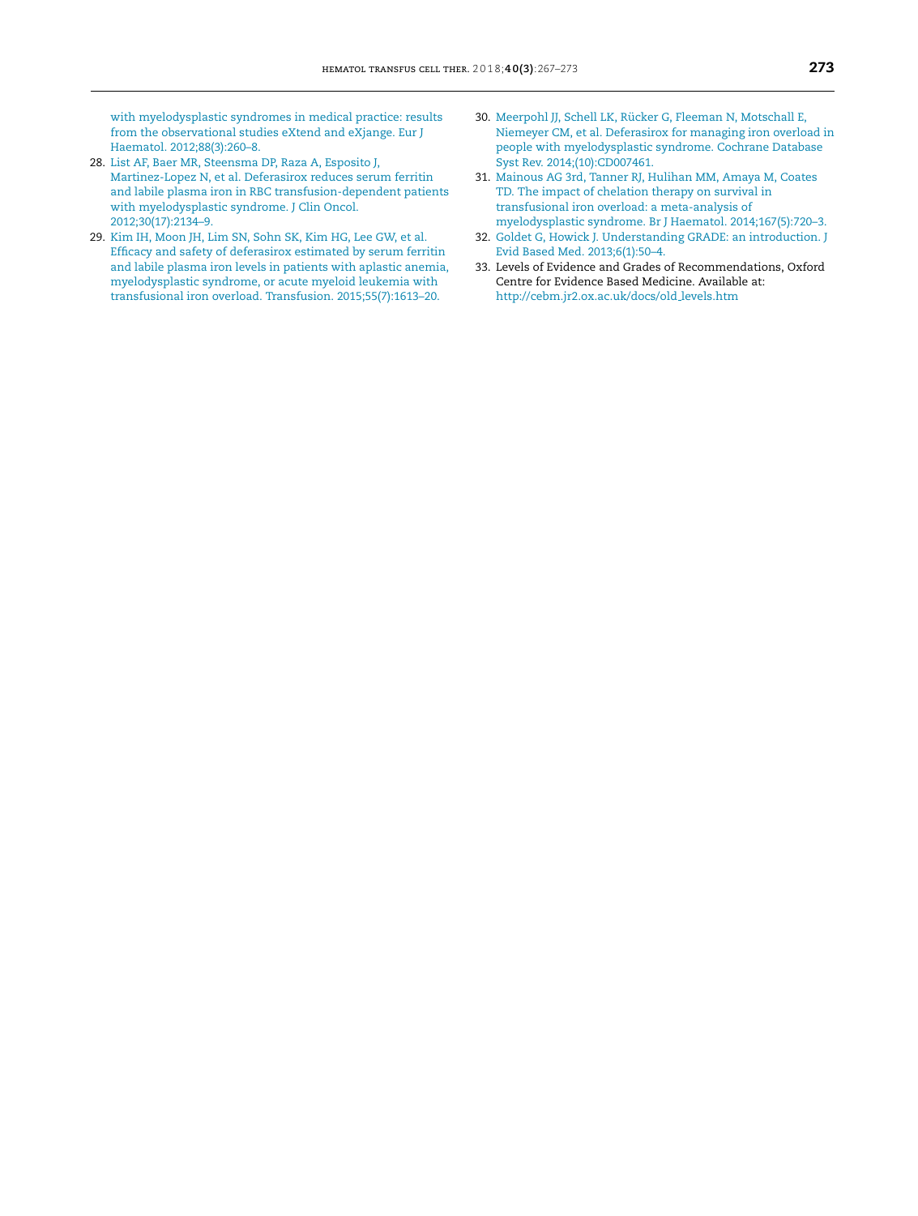with myelodysplastic syndromes in medical practice: results from the observational studies eXtend and eXjange. Eur J Haematol. 2012;88(3):260–8.

28. List AF, Baer MR, Steensma DP, Raza A, Esposito J, Martinez-Lopez N, et al. Deferasirox reduces serum ferritin and labile plasma iron in RBC transfusion-dependent patients with myelodysplastic syndrome. J Clin Oncol. 2012;30(17):2134–9.
29. Kim IH, Moon JH, Lim SN, Sohn SK, Kim HG, Lee GW, et al. Efficacy and safety of deferasirox estimated by serum ferritin and labile plasma iron levels in patients with aplastic anemia, myelodysplastic syndrome, or acute myeloid leukemia with transfusional iron overload. Transfusion. 2015;55(7):1613–20.
30. Meerpohl JJ, Schell LK, Rücker G, Fleeman N, Motschall E, Niemeyer CM, et al. Deferasirox for managing iron overload in people with myelodysplastic syndrome. Cochrane Database Syst Rev. 2014;(10):CD007461.
31. Mainous AG 3rd, Tanner RJ, Hulihan MM, Amaya M, Coates TD. The impact of chelation therapy on survival in transfusional iron overload: a meta-analysis of myelodysplastic syndrome. Br J Haematol. 2014;167(5):720–3.
32. Goldet G, Howick J. Understanding GRADE: an introduction. J Evid Based Med. 2013;6(1):50–4.
33. Levels of Evidence and Grades of Recommendations, Oxford Centre for Evidence Based Medicine. Available at: http://cebm.jr2.ox.ac.uk/docs/old_levels.htm